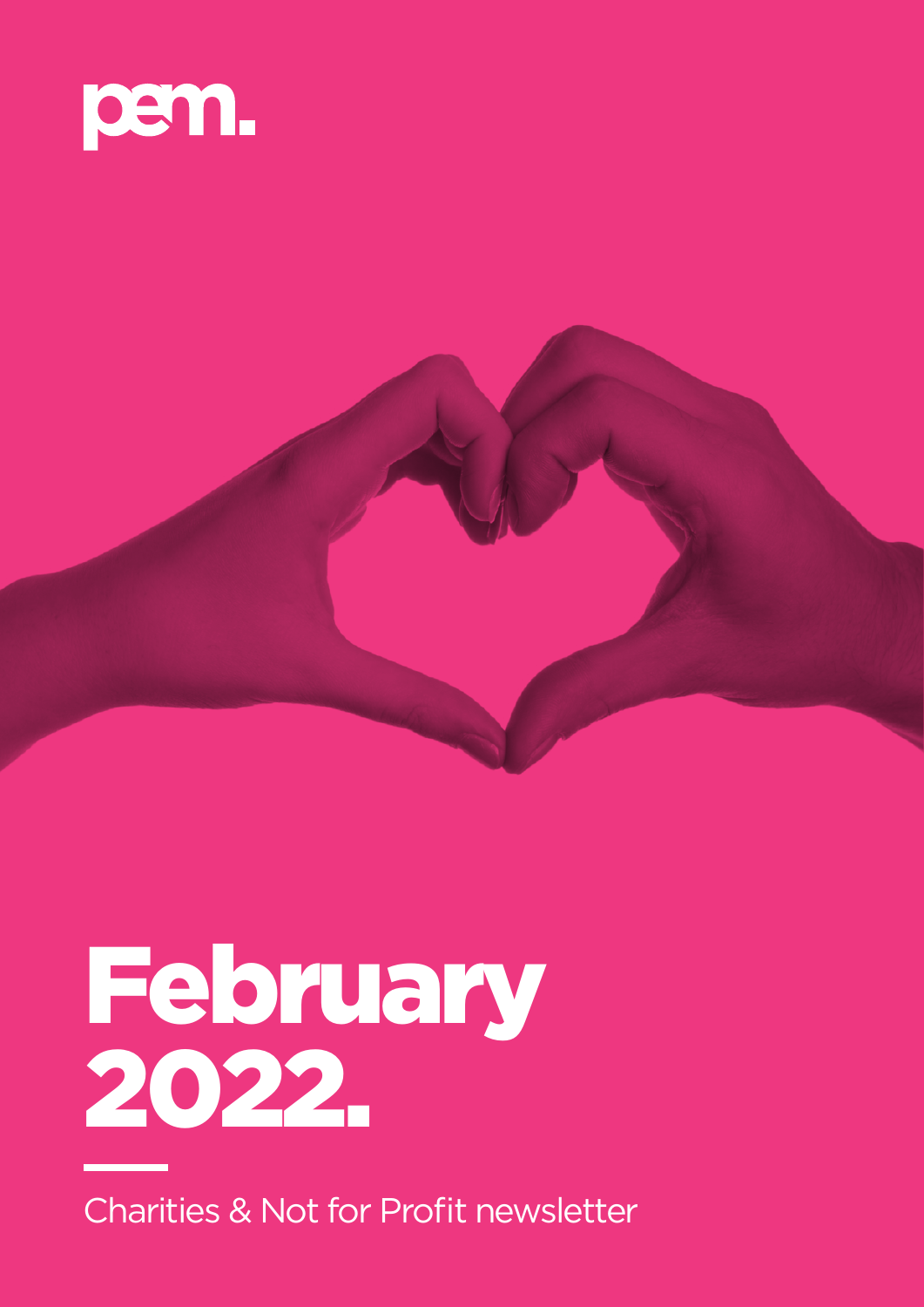pem.

# February 2022.

Charities & Not for Profit newsletter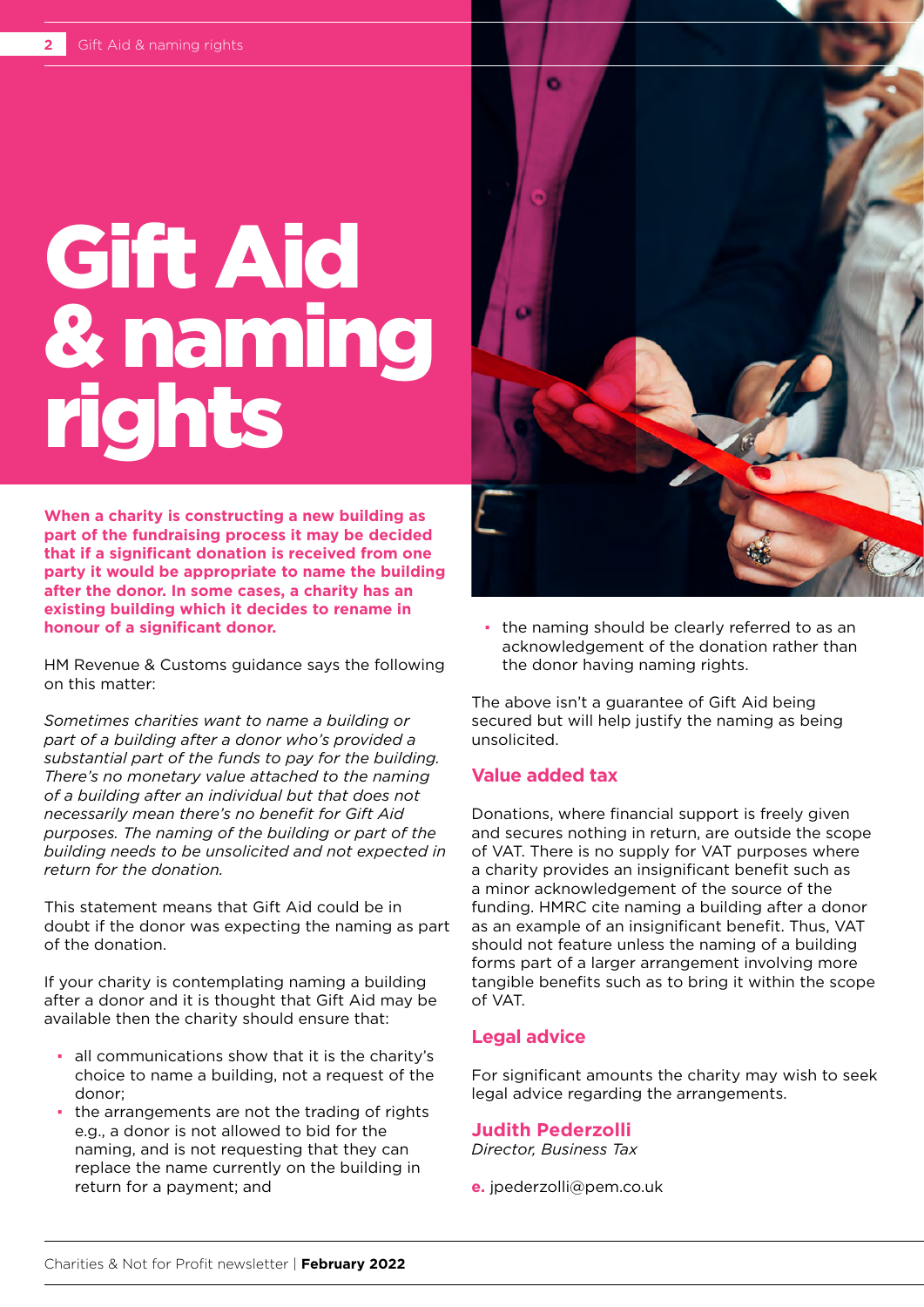# Gift Aid & naming rights

**When a charity is constructing a new building as part of the fundraising process it may be decided that if a significant donation is received from one party it would be appropriate to name the building after the donor. In some cases, a charity has an existing building which it decides to rename in honour of a significant donor.**

HM Revenue & Customs guidance says the following on this matter:

*Sometimes charities want to name a building or part of a building after a donor who's provided a substantial part of the funds to pay for the building. There's no monetary value attached to the naming of a building after an individual but that does not necessarily mean there's no benefit for Gift Aid purposes. The naming of the building or part of the building needs to be unsolicited and not expected in return for the donation.*

This statement means that Gift Aid could be in doubt if the donor was expecting the naming as part of the donation.

If your charity is contemplating naming a building after a donor and it is thought that Gift Aid may be available then the charity should ensure that:

- all communications show that it is the charity's choice to name a building, not a request of the donor;
- the arrangements are not the trading of rights e.g., a donor is not allowed to bid for the naming, and is not requesting that they can replace the name currently on the building in return for a payment; and
- the naming should be clearly referred to as an acknowledgement of the donation rather than the donor having naming rights.

The above isn't a guarantee of Gift Aid being secured but will help justify the naming as being unsolicited.

## Value added tax

Donations, where financial support is freely given and secures nothing in return, are outside the scope of VAT. There is no supply for VAT purposes where a charity provides an insignificant benefit such as a minor acknowledgement of the source of the funding. HMRC cite naming a building after a donor as an example of an insignificant benefit. Thus, VAT should not feature unless the naming of a building forms part of a larger arrangement involving more tangible benefits such as to bring it within the scope of VAT.

## Legal advice

For significant amounts the charity may wish to seek legal advice regarding the arrangements.

**Judith Pederzolli**
*Director, Business Tax*

**e.** jpederzolli@pem.co.uk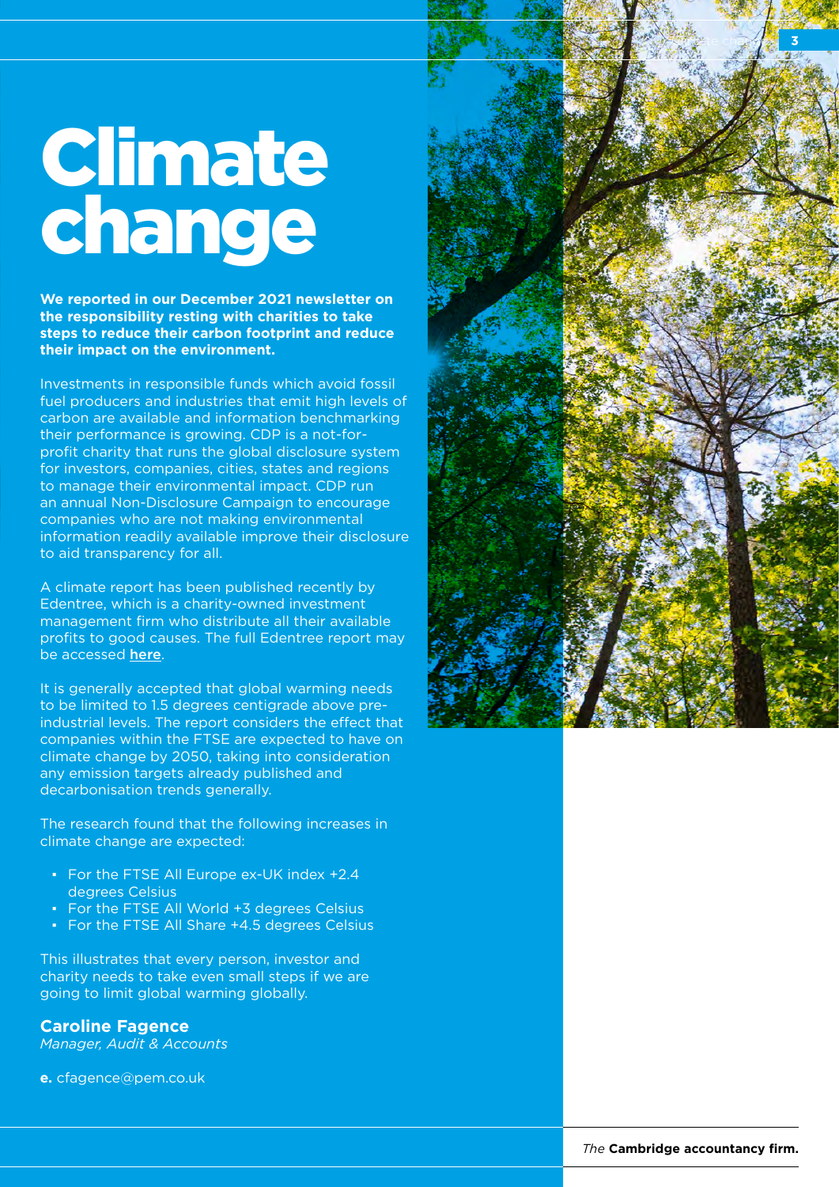# Climate change

**We reported in our December 2021 newsletter on the responsibility resting with charities to take steps to reduce their carbon footprint and reduce their impact on the environment.**

Investments in responsible funds which avoid fossil fuel producers and industries that emit high levels of carbon are available and information benchmarking their performance is growing. CDP is a not-for-profit charity that runs the global disclosure system for investors, companies, cities, states and regions to manage their environmental impact. CDP run an annual Non-Disclosure Campaign to encourage companies who are not making environmental information readily available improve their disclosure to aid transparency for all.

A climate report has been published recently by Edentree, which is a charity-owned investment management firm who distribute all their available profits to good causes. The full Edentree report may be accessed **here**.

It is generally accepted that global warming needs to be limited to 1.5 degrees centigrade above pre-industrial levels. The report considers the effect that companies within the FTSE are expected to have on climate change by 2050, taking into consideration any emission targets already published and decarbonisation trends generally.

The research found that the following increases in climate change are expected:

- For the FTSE All Europe ex-UK index +2.4 degrees Celsius
- For the FTSE All World +3 degrees Celsius
- For the FTSE All Share +4.5 degrees Celsius

This illustrates that every person, investor and charity needs to take even small steps if we are going to limit global warming globally.

**Caroline Fagence**
*Manager, Audit & Accounts*

**e.** cfagence@pem.co.uk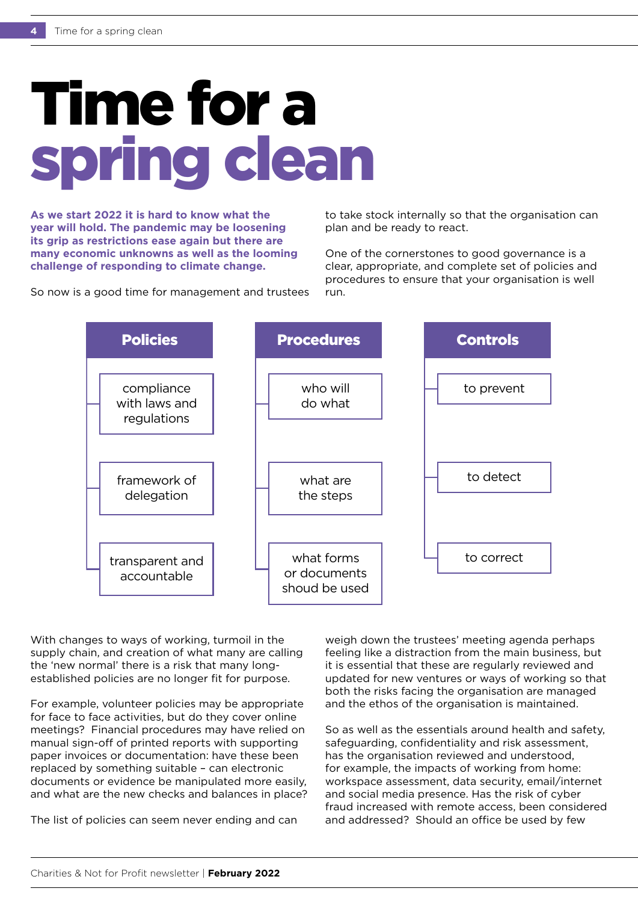# Time for a spring clean

**As we start 2022 it is hard to know what the year will hold. The pandemic may be loosening its grip as restrictions ease again but there are many economic unknowns as well as the looming challenge of responding to climate change.**

So now is a good time for management and trustees to take stock internally so that the organisation can plan and be ready to react.

One of the cornerstones to good governance is a clear, appropriate, and complete set of policies and procedures to ensure that your organisation is well run.

| Policies | Procedures | Controls |
|---|---|---|
| compliance with laws and regulations | who will do what | to prevent |
| framework of delegation | what are the steps | to detect |
| transparent and accountable | what forms or documents shoud be used | to correct |

With changes to ways of working, turmoil in the supply chain, and creation of what many are calling the 'new normal' there is a risk that many long-established policies are no longer fit for purpose.

For example, volunteer policies may be appropriate for face to face activities, but do they cover online meetings? Financial procedures may have relied on manual sign-off of printed reports with supporting paper invoices or documentation: have these been replaced by something suitable – can electronic documents or evidence be manipulated more easily, and what are the new checks and balances in place?

The list of policies can seem never ending and can weigh down the trustees' meeting agenda perhaps feeling like a distraction from the main business, but it is essential that these are regularly reviewed and updated for new ventures or ways of working so that both the risks facing the organisation are managed and the ethos of the organisation is maintained.

So as well as the essentials around health and safety, safeguarding, confidentiality and risk assessment, has the organisation reviewed and understood, for example, the impacts of working from home: workspace assessment, data security, email/internet and social media presence. Has the risk of cyber fraud increased with remote access, been considered and addressed? Should an office be used by few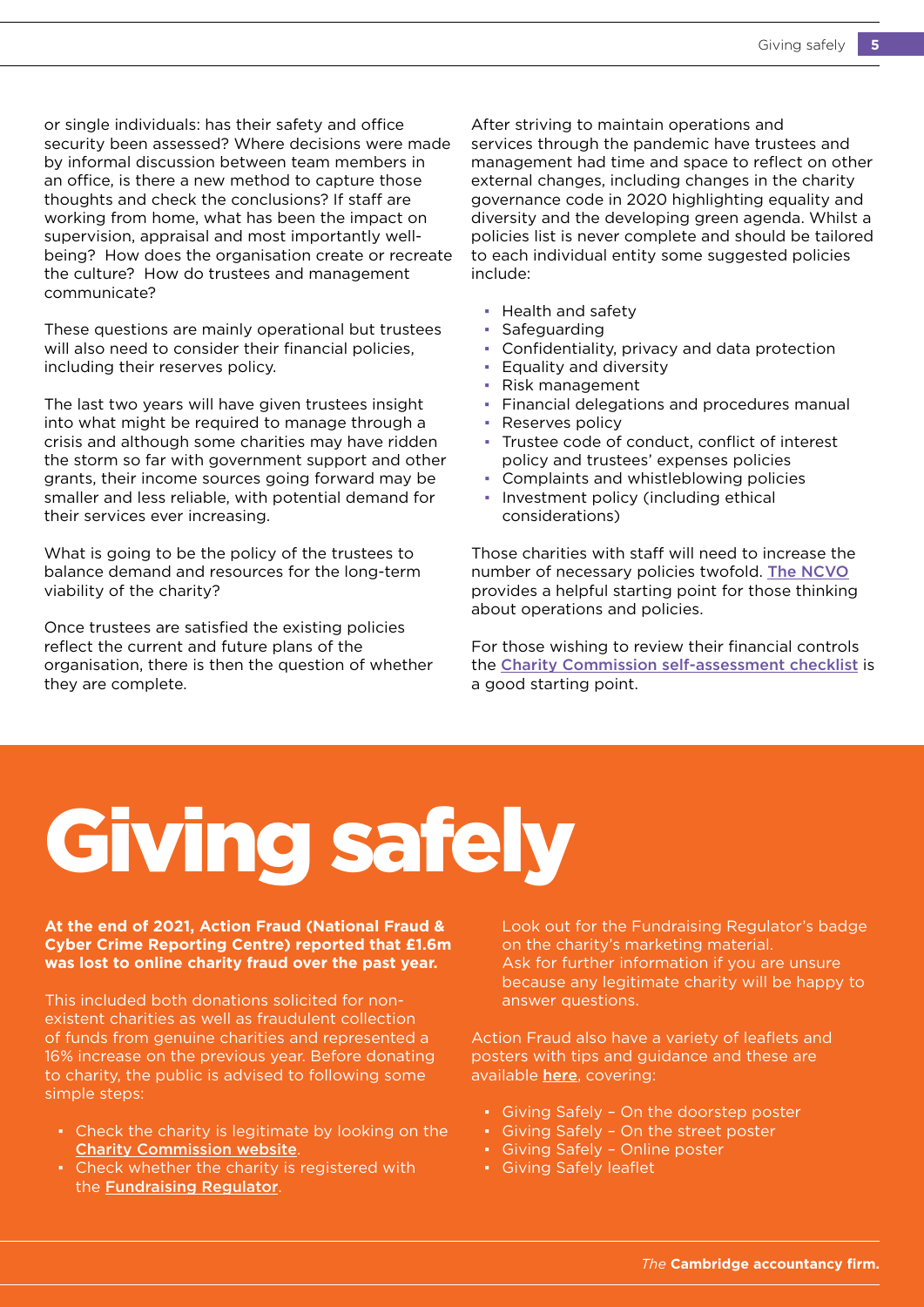or single individuals: has their safety and office security been assessed? Where decisions were made by informal discussion between team members in an office, is there a new method to capture those thoughts and check the conclusions? If staff are working from home, what has been the impact on supervision, appraisal and most importantly well-being? How does the organisation create or recreate the culture? How do trustees and management communicate?

These questions are mainly operational but trustees will also need to consider their financial policies, including their reserves policy.

The last two years will have given trustees insight into what might be required to manage through a crisis and although some charities may have ridden the storm so far with government support and other grants, their income sources going forward may be smaller and less reliable, with potential demand for their services ever increasing.

What is going to be the policy of the trustees to balance demand and resources for the long-term viability of the charity?

Once trustees are satisfied the existing policies reflect the current and future plans of the organisation, there is then the question of whether they are complete.

After striving to maintain operations and services through the pandemic have trustees and management had time and space to reflect on other external changes, including changes in the charity governance code in 2020 highlighting equality and diversity and the developing green agenda. Whilst a policies list is never complete and should be tailored to each individual entity some suggested policies include:

- Health and safety
- Safeguarding
- Confidentiality, privacy and data protection
- Equality and diversity
- Risk management
- Financial delegations and procedures manual
- Reserves policy
- Trustee code of conduct, conflict of interest policy and trustees' expenses policies
- Complaints and whistleblowing policies
- Investment policy (including ethical considerations)

Those charities with staff will need to increase the number of necessary policies twofold. The NCVO provides a helpful starting point for those thinking about operations and policies.

For those wishing to review their financial controls the Charity Commission self-assessment checklist is a good starting point.

# Giving safely

**At the end of 2021, Action Fraud (National Fraud & Cyber Crime Reporting Centre) reported that £1.6m was lost to online charity fraud over the past year.**

This included both donations solicited for non-existent charities as well as fraudulent collection of funds from genuine charities and represented a 16% increase on the previous year. Before donating to charity, the public is advised to following some simple steps:

- Check the charity is legitimate by looking on the **Charity Commission website**.
- Check whether the charity is registered with the **Fundraising Regulator**.
- Look out for the Fundraising Regulator's badge on the charity's marketing material.
- Ask for further information if you are unsure because any legitimate charity will be happy to answer questions.

Action Fraud also have a variety of leaflets and posters with tips and guidance and these are available **here**, covering:

- Giving Safely – On the doorstep poster
- Giving Safely – On the street poster
- Giving Safely – Online poster
- Giving Safely leaflet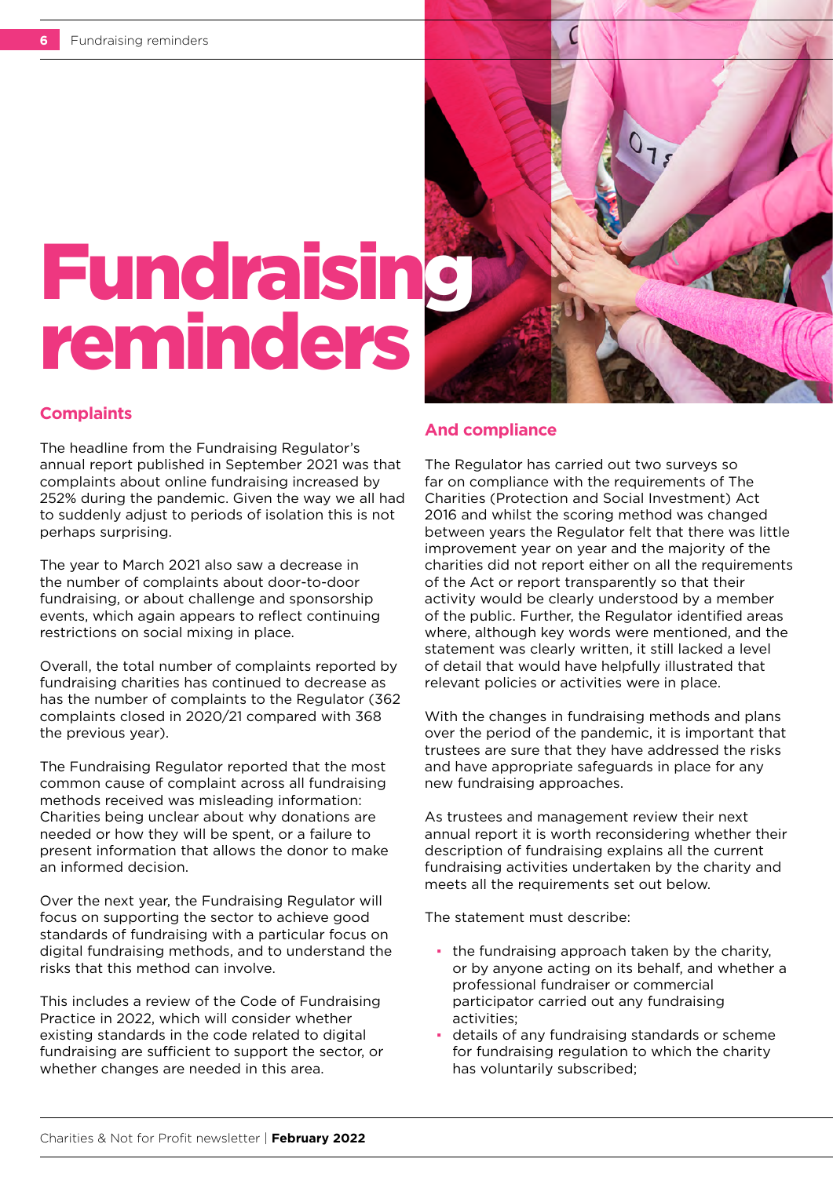# Fundraising reminders

## Complaints

The headline from the Fundraising Regulator's annual report published in September 2021 was that complaints about online fundraising increased by 252% during the pandemic. Given the way we all had to suddenly adjust to periods of isolation this is not perhaps surprising.

The year to March 2021 also saw a decrease in the number of complaints about door-to-door fundraising, or about challenge and sponsorship events, which again appears to reflect continuing restrictions on social mixing in place.

Overall, the total number of complaints reported by fundraising charities has continued to decrease as has the number of complaints to the Regulator (362 complaints closed in 2020/21 compared with 368 the previous year).

The Fundraising Regulator reported that the most common cause of complaint across all fundraising methods received was misleading information: Charities being unclear about why donations are needed or how they will be spent, or a failure to present information that allows the donor to make an informed decision.

Over the next year, the Fundraising Regulator will focus on supporting the sector to achieve good standards of fundraising with a particular focus on digital fundraising methods, and to understand the risks that this method can involve.

This includes a review of the Code of Fundraising Practice in 2022, which will consider whether existing standards in the code related to digital fundraising are sufficient to support the sector, or whether changes are needed in this area.

## And compliance

The Regulator has carried out two surveys so far on compliance with the requirements of The Charities (Protection and Social Investment) Act 2016 and whilst the scoring method was changed between years the Regulator felt that there was little improvement year on year and the majority of the charities did not report either on all the requirements of the Act or report transparently so that their activity would be clearly understood by a member of the public. Further, the Regulator identified areas where, although key words were mentioned, and the statement was clearly written, it still lacked a level of detail that would have helpfully illustrated that relevant policies or activities were in place.

With the changes in fundraising methods and plans over the period of the pandemic, it is important that trustees are sure that they have addressed the risks and have appropriate safeguards in place for any new fundraising approaches.

As trustees and management review their next annual report it is worth reconsidering whether their description of fundraising explains all the current fundraising activities undertaken by the charity and meets all the requirements set out below.

The statement must describe:

- the fundraising approach taken by the charity, or by anyone acting on its behalf, and whether a professional fundraiser or commercial participator carried out any fundraising activities;
- details of any fundraising standards or scheme for fundraising regulation to which the charity has voluntarily subscribed;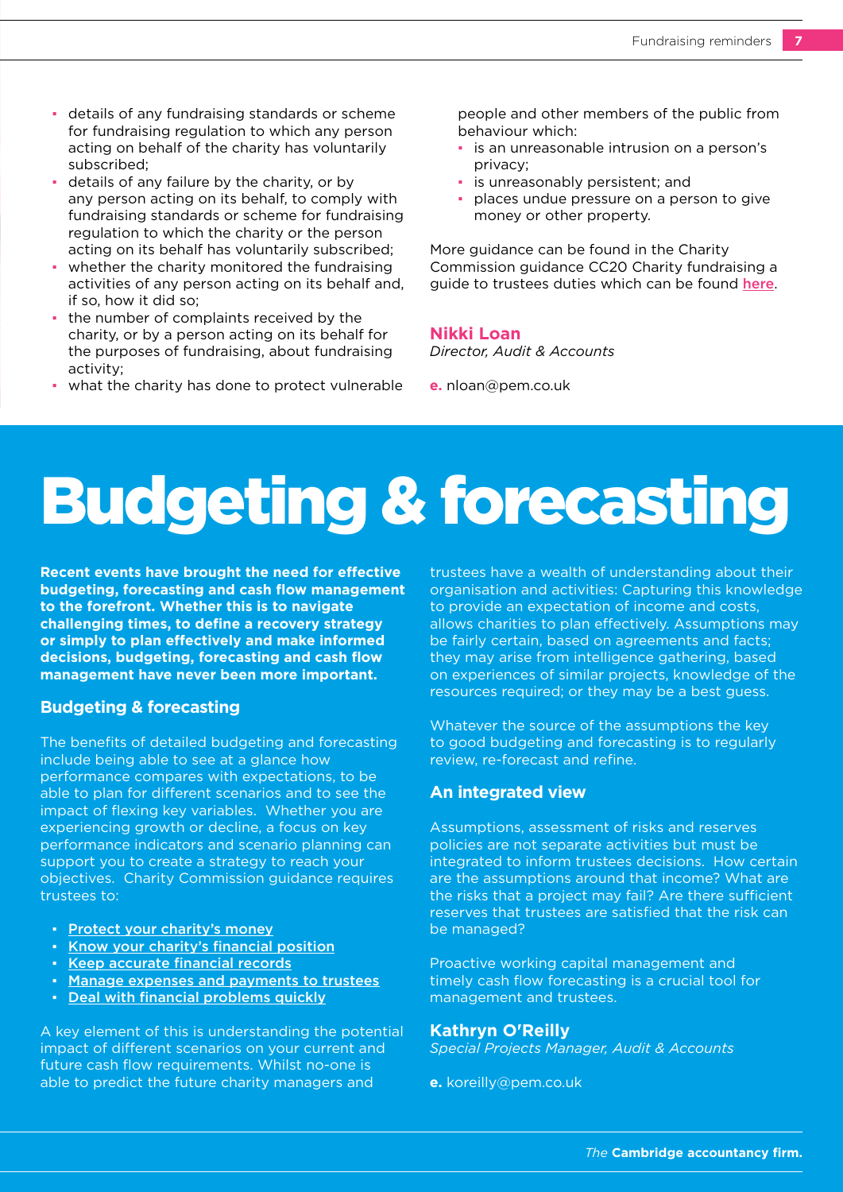- details of any fundraising standards or scheme for fundraising regulation to which any person acting on behalf of the charity has voluntarily subscribed;
- details of any failure by the charity, or by any person acting on its behalf, to comply with fundraising standards or scheme for fundraising regulation to which the charity or the person acting on its behalf has voluntarily subscribed;
- whether the charity monitored the fundraising activities of any person acting on its behalf and, if so, how it did so;
- the number of complaints received by the charity, or by a person acting on its behalf for the purposes of fundraising, about fundraising activity;
- what the charity has done to protect vulnerable people and other members of the public from behaviour which:
  - is an unreasonable intrusion on a person's privacy;
  - is unreasonably persistent; and
  - places undue pressure on a person to give money or other property.

More guidance can be found in the Charity Commission guidance CC20 Charity fundraising a guide to trustees duties which can be found here.

**Nikki Loan**
*Director, Audit & Accounts*

**e.** nloan@pem.co.uk

# Budgeting & forecasting

**Recent events have brought the need for effective budgeting, forecasting and cash flow management to the forefront. Whether this is to navigate challenging times, to define a recovery strategy or simply to plan effectively and make informed decisions, budgeting, forecasting and cash flow management have never been more important.**

## Budgeting & forecasting

The benefits of detailed budgeting and forecasting include being able to see at a glance how performance compares with expectations, to be able to plan for different scenarios and to see the impact of flexing key variables. Whether you are experiencing growth or decline, a focus on key performance indicators and scenario planning can support you to create a strategy to reach your objectives. Charity Commission guidance requires trustees to:

- Protect your charity's money
- Know your charity's financial position
- Keep accurate financial records
- Manage expenses and payments to trustees
- Deal with financial problems quickly

A key element of this is understanding the potential impact of different scenarios on your current and future cash flow requirements. Whilst no-one is able to predict the future charity managers and trustees have a wealth of understanding about their organisation and activities: Capturing this knowledge to provide an expectation of income and costs, allows charities to plan effectively. Assumptions may be fairly certain, based on agreements and facts; they may arise from intelligence gathering, based on experiences of similar projects, knowledge of the resources required; or they may be a best guess.

Whatever the source of the assumptions the key to good budgeting and forecasting is to regularly review, re-forecast and refine.

## An integrated view

Assumptions, assessment of risks and reserves policies are not separate activities but must be integrated to inform trustees decisions. How certain are the assumptions around that income? What are the risks that a project may fail? Are there sufficient reserves that trustees are satisfied that the risk can be managed?

Proactive working capital management and timely cash flow forecasting is a crucial tool for management and trustees.

**Kathryn O'Reilly**
*Special Projects Manager, Audit & Accounts*

**e.** koreilly@pem.co.uk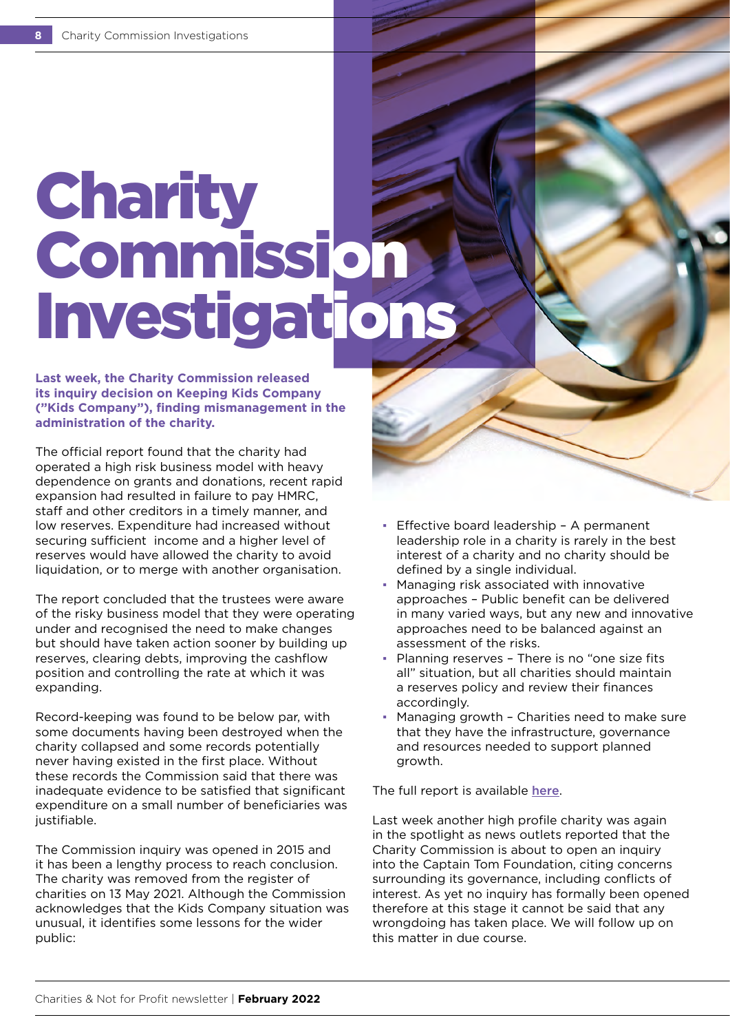# Charity Commission Investigations

**Last week, the Charity Commission released its inquiry decision on Keeping Kids Company ("Kids Company"), finding mismanagement in the administration of the charity.**

The official report found that the charity had operated a high risk business model with heavy dependence on grants and donations, recent rapid expansion had resulted in failure to pay HMRC, staff and other creditors in a timely manner, and low reserves. Expenditure had increased without securing sufficient income and a higher level of reserves would have allowed the charity to avoid liquidation, or to merge with another organisation.

The report concluded that the trustees were aware of the risky business model that they were operating under and recognised the need to make changes but should have taken action sooner by building up reserves, clearing debts, improving the cashflow position and controlling the rate at which it was expanding.

Record-keeping was found to be below par, with some documents having been destroyed when the charity collapsed and some records potentially never having existed in the first place. Without these records the Commission said that there was inadequate evidence to be satisfied that significant expenditure on a small number of beneficiaries was justifiable.

The Commission inquiry was opened in 2015 and it has been a lengthy process to reach conclusion. The charity was removed from the register of charities on 13 May 2021. Although the Commission acknowledges that the Kids Company situation was unusual, it identifies some lessons for the wider public:

- Effective board leadership – A permanent leadership role in a charity is rarely in the best interest of a charity and no charity should be defined by a single individual.
- Managing risk associated with innovative approaches – Public benefit can be delivered in many varied ways, but any new and innovative approaches need to be balanced against an assessment of the risks.
- Planning reserves – There is no "one size fits all" situation, but all charities should maintain a reserves policy and review their finances accordingly.
- Managing growth – Charities need to make sure that they have the infrastructure, governance and resources needed to support planned growth.

The full report is available **here**.

Last week another high profile charity was again in the spotlight as news outlets reported that the Charity Commission is about to open an inquiry into the Captain Tom Foundation, citing concerns surrounding its governance, including conflicts of interest. As yet no inquiry has formally been opened therefore at this stage it cannot be said that any wrongdoing has taken place. We will follow up on this matter in due course.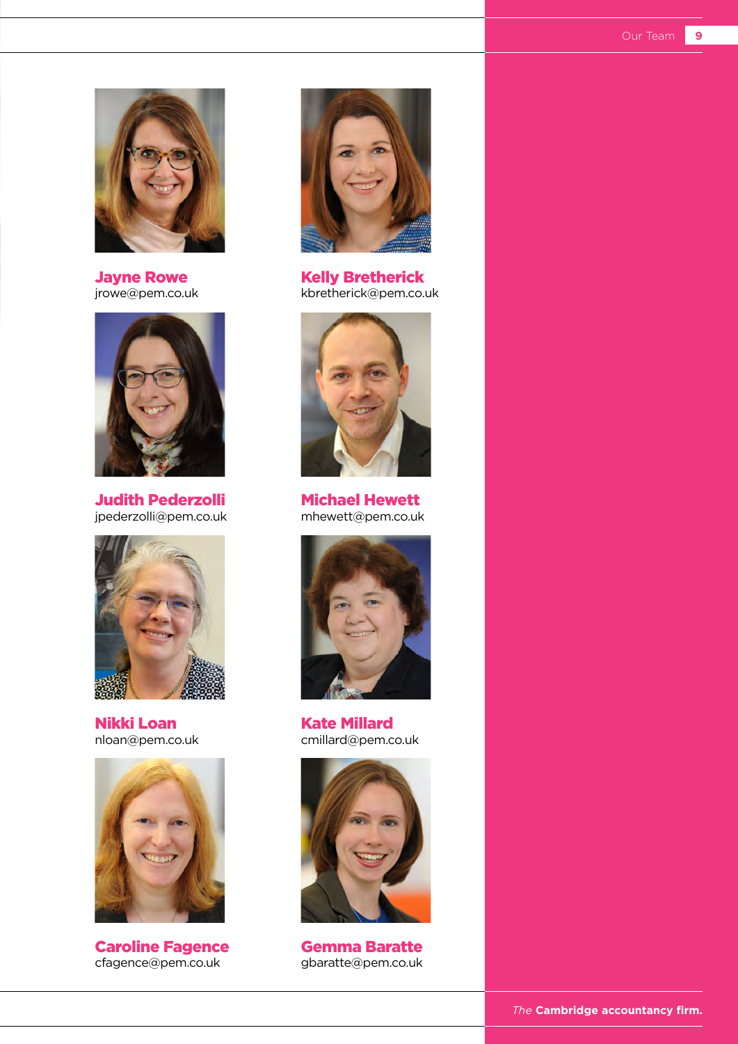**Jayne Rowe**
jrowe@pem.co.uk

**Kelly Bretherick**
kbretherick@pem.co.uk

**Judith Pederzolli**
jpederzolli@pem.co.uk

**Michael Hewett**
mhewett@pem.co.uk

**Nikki Loan**
nloan@pem.co.uk

**Kate Millard**
cmillard@pem.co.uk

**Caroline Fagence**
cfagence@pem.co.uk

**Gemma Baratte**
gbaratte@pem.co.uk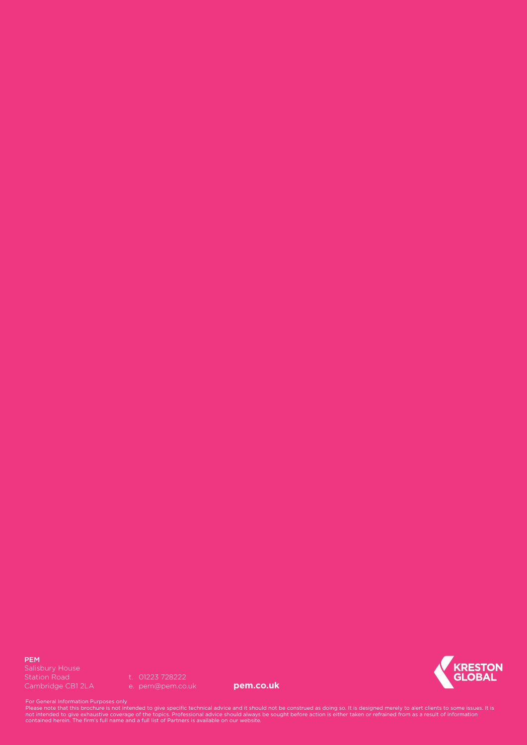**PEM**
Salisbury House
Station Road
Cambridge CB1 2LA

t. 01223 728222
e. pem@pem.co.uk

**pem.co.uk**

KRESTON GLOBAL

For General Information Purposes only
Please note that this brochure is not intended to give specific technical advice and it should not be construed as doing so. It is designed merely to alert clients to some issues. It is not intended to give exhaustive coverage of the topics. Professional advice should always be sought before action is either taken or refrained from as a result of information contained herein. The firm's full name and a full list of Partners is available on our website.